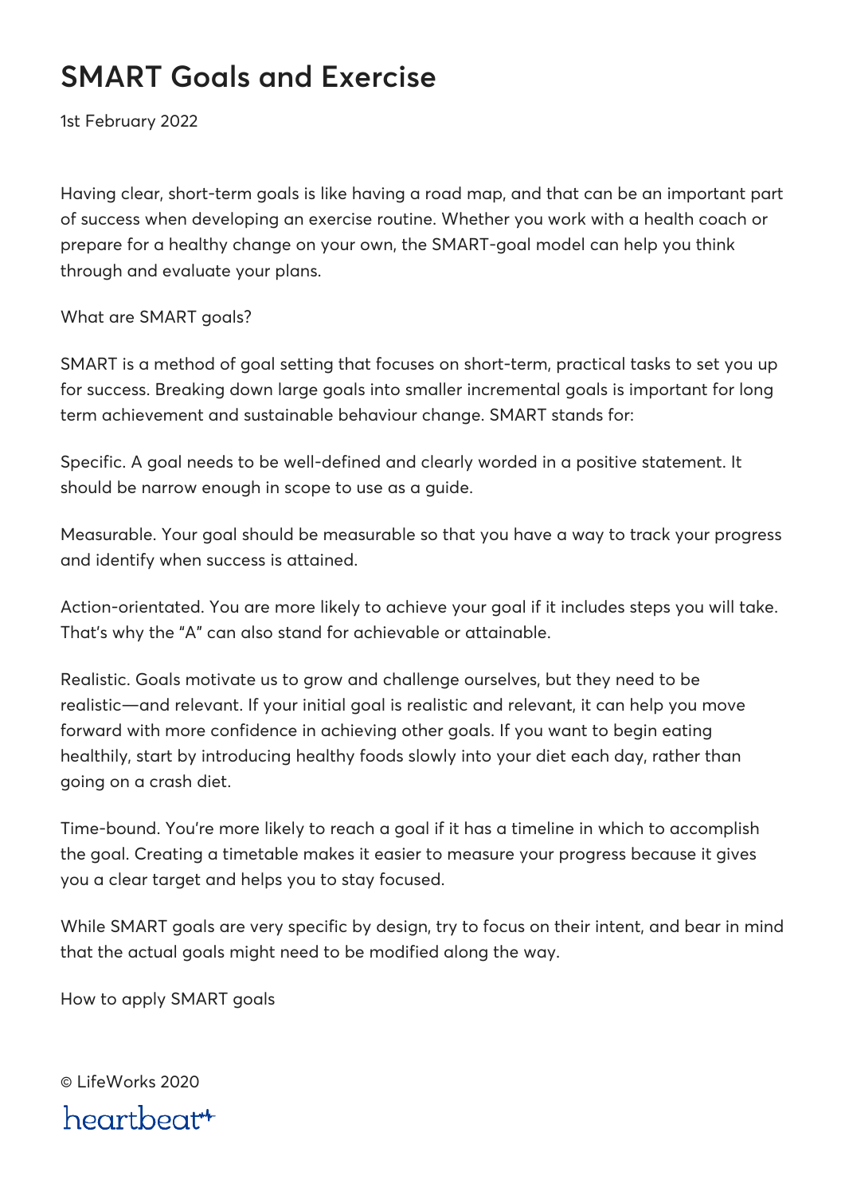# SMART Goals and Exercise

1st February 2022

Having clear, short-term goals is like having a road map, and that can be an important part of success when developing an exercise routine. Whether you work with a health coach or prepare for a healthy change on your own, the SMART-goal model can help you think through and evaluate your plans.

## What are SMART goals?

SMART is a method of goal setting that focuses on short-term, practical tasks to set you up for success. Breaking down large goals into smaller incremental goals is important for long term achievement and sustainable behaviour change. SMART stands for:

Specific. A goal needs to be well-defined and clearly worded in a positive statement. It should be narrow enough in scope to use as a guide.

Measurable. Your goal should be measurable so that you have a way to track your progress and identify when success is attained.

Action-orientated. You are more likely to achieve your goal if it includes steps you will take. That's why the "A" can also stand for achievable or attainable.

Realistic. Goals motivate us to grow and challenge ourselves, but they need to be realistic—and relevant. If your initial goal is realistic and relevant, it can help you move forward with more confidence in achieving other goals. If you want to begin eating healthily, start by introducing healthy foods slowly into your diet each day, rather than going on a crash diet.

Time-bound. You're more likely to reach a goal if it has a timeline in which to accomplish the goal. Creating a timetable makes it easier to measure your progress because it gives you a clear target and helps you to stay focused.

While SMART goals are very specific by design, try to focus on their intent, and bear in mind that the actual goals might need to be modified along the way.

## How to apply SMART goals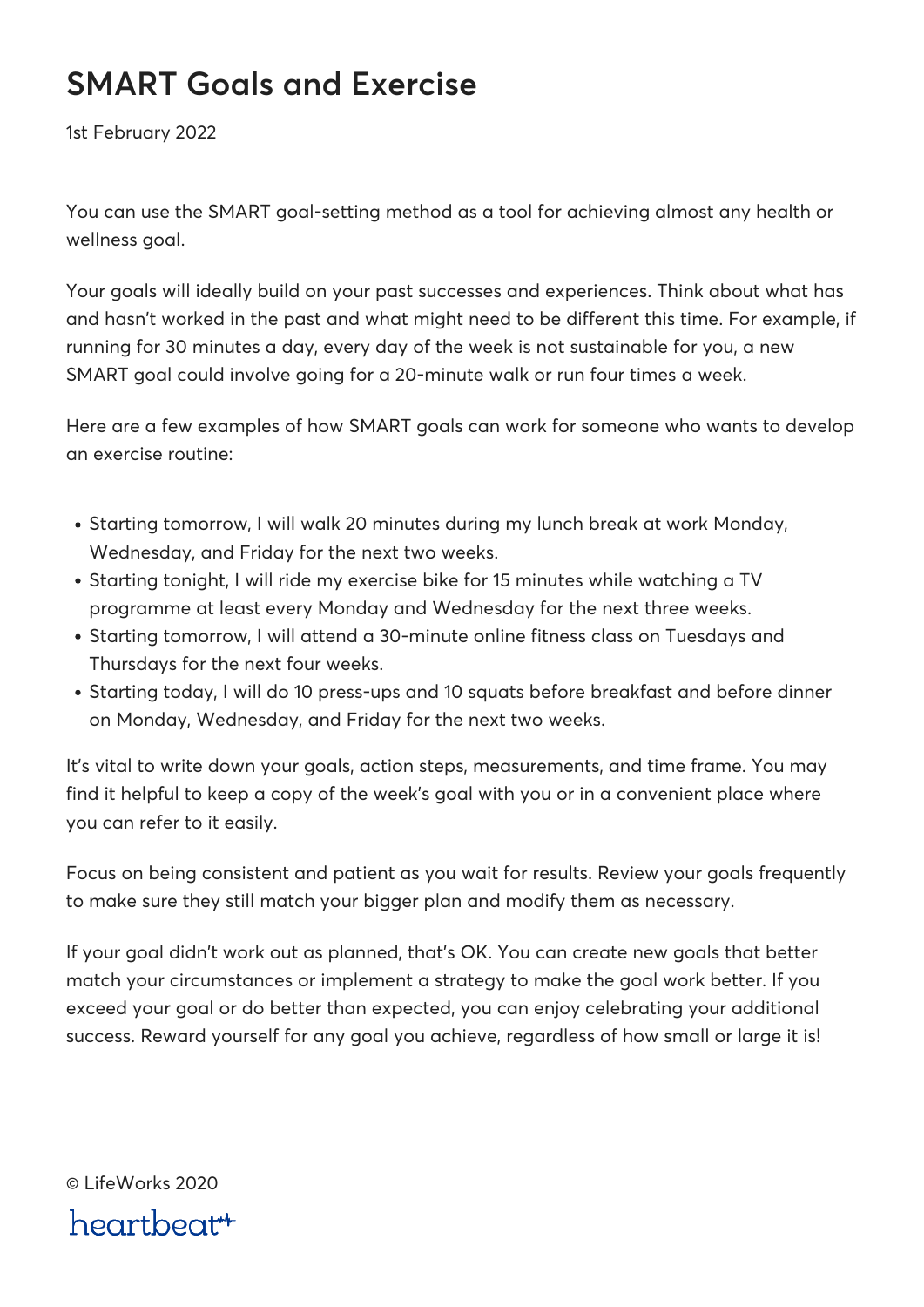# SMART Goals and Exercise

1st February 2022

You can use the SMART goal-setting method as a tool for achieving almost any health or wellness goal.

Your goals will ideally build on your past successes and experiences. Think about what has and hasn't worked in the past and what might need to be different this time. For example, if running for 30 minutes a day, every day of the week is not sustainable for you, a new SMART goal could involve going for a 20-minute walk or run four times a week.

Here are a few examples of how SMART goals can work for someone who wants to develop an exercise routine:

- Starting tomorrow, I will walk 20 minutes during my lunch break at work Monday, Wednesday, and Friday for the next two weeks.
- Starting tonight, I will ride my exercise bike for 15 minutes while watching a TV programme at least every Monday and Wednesday for the next three weeks.
- Starting tomorrow, I will attend a 30-minute online fitness class on Tuesdays and Thursdays for the next four weeks.
- Starting today, I will do 10 press-ups and 10 squats before breakfast and before dinner on Monday, Wednesday, and Friday for the next two weeks.

It's vital to write down your goals, action steps, measurements, and time frame. You may find it helpful to keep a copy of the week's goal with you or in a convenient place where you can refer to it easily.

Focus on being consistent and patient as you wait for results. Review your goals frequently to make sure they still match your bigger plan and modify them as necessary.

If your goal didn't work out as planned, that's OK. You can create new goals that better match your circumstances or implement a strategy to make the goal work better. If you exceed your goal or do better than expected, you can enjoy celebrating your additional success. Reward yourself for any goal you achieve, regardless of how small or large it is!

© LifeWorks 2020

heartbeat